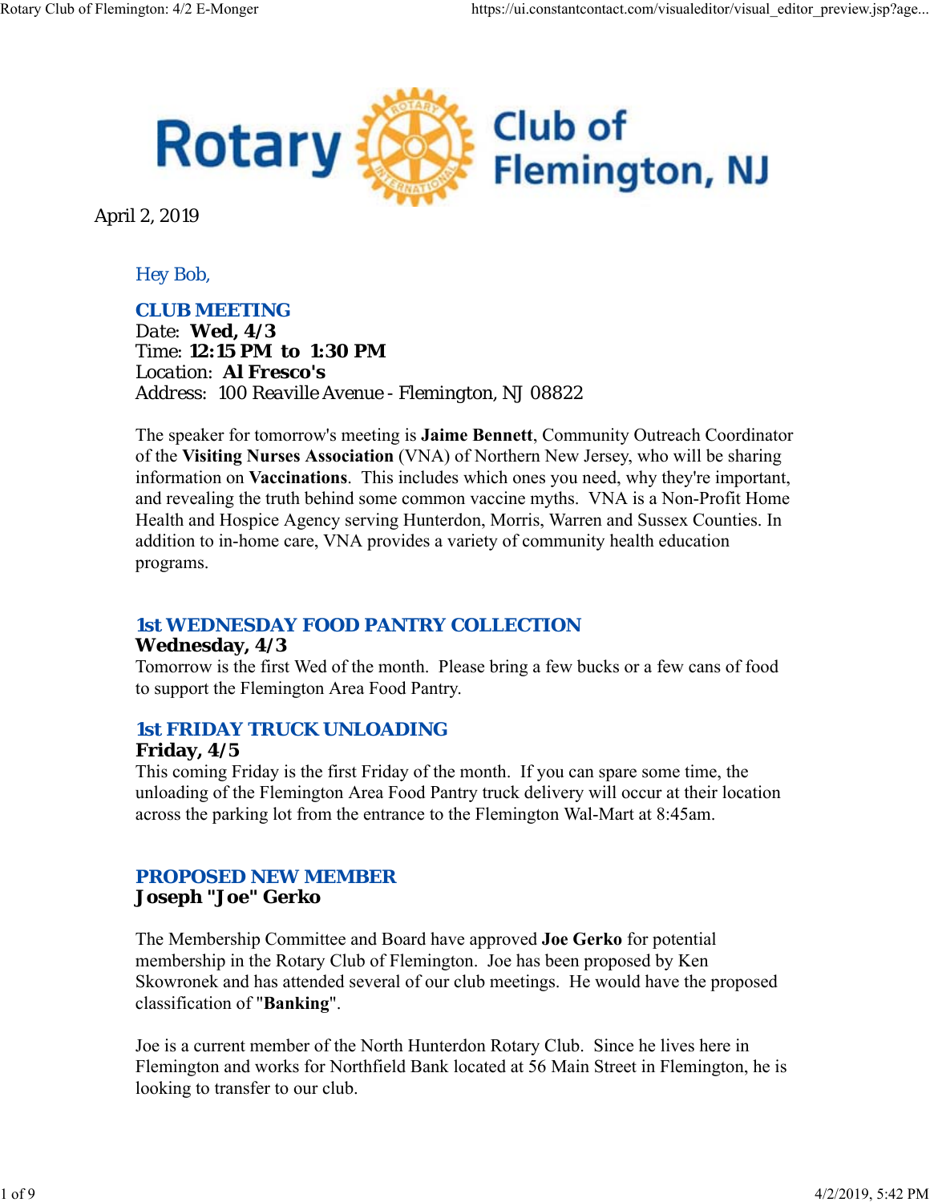# Rotary Club of Flemington, NJ

April 2, 2019

Hey Bob,

## CLUB MEETING

Date: **Wed, 4/3**
Time: **12:15 PM to 1:30 PM**
Location: **Al Fresco's**
Address: 100 Reaville Avenue - Flemington, NJ 08822

The speaker for tomorrow's meeting is **Jaime Bennett**, Community Outreach Coordinator of the **Visiting Nurses Association** (VNA) of Northern New Jersey, who will be sharing information on **Vaccinations**. This includes which ones you need, why they're important, and revealing the truth behind some common vaccine myths. VNA is a Non-Profit Home Health and Hospice Agency serving Hunterdon, Morris, Warren and Sussex Counties. In addition to in-home care, VNA provides a variety of community health education programs.

## 1st WEDNESDAY FOOD PANTRY COLLECTION

**Wednesday, 4/3**

Tomorrow is the first Wed of the month. Please bring a few bucks or a few cans of food to support the Flemington Area Food Pantry.

## 1st FRIDAY TRUCK UNLOADING

**Friday, 4/5**

This coming Friday is the first Friday of the month. If you can spare some time, the unloading of the Flemington Area Food Pantry truck delivery will occur at their location across the parking lot from the entrance to the Flemington Wal-Mart at 8:45am.

## PROPOSED NEW MEMBER

**Joseph "Joe" Gerko**

The Membership Committee and Board have approved **Joe Gerko** for potential membership in the Rotary Club of Flemington. Joe has been proposed by Ken Skowronek and has attended several of our club meetings. He would have the proposed classification of "**Banking**".

Joe is a current member of the North Hunterdon Rotary Club. Since he lives here in Flemington and works for Northfield Bank located at 56 Main Street in Flemington, he is looking to transfer to our club.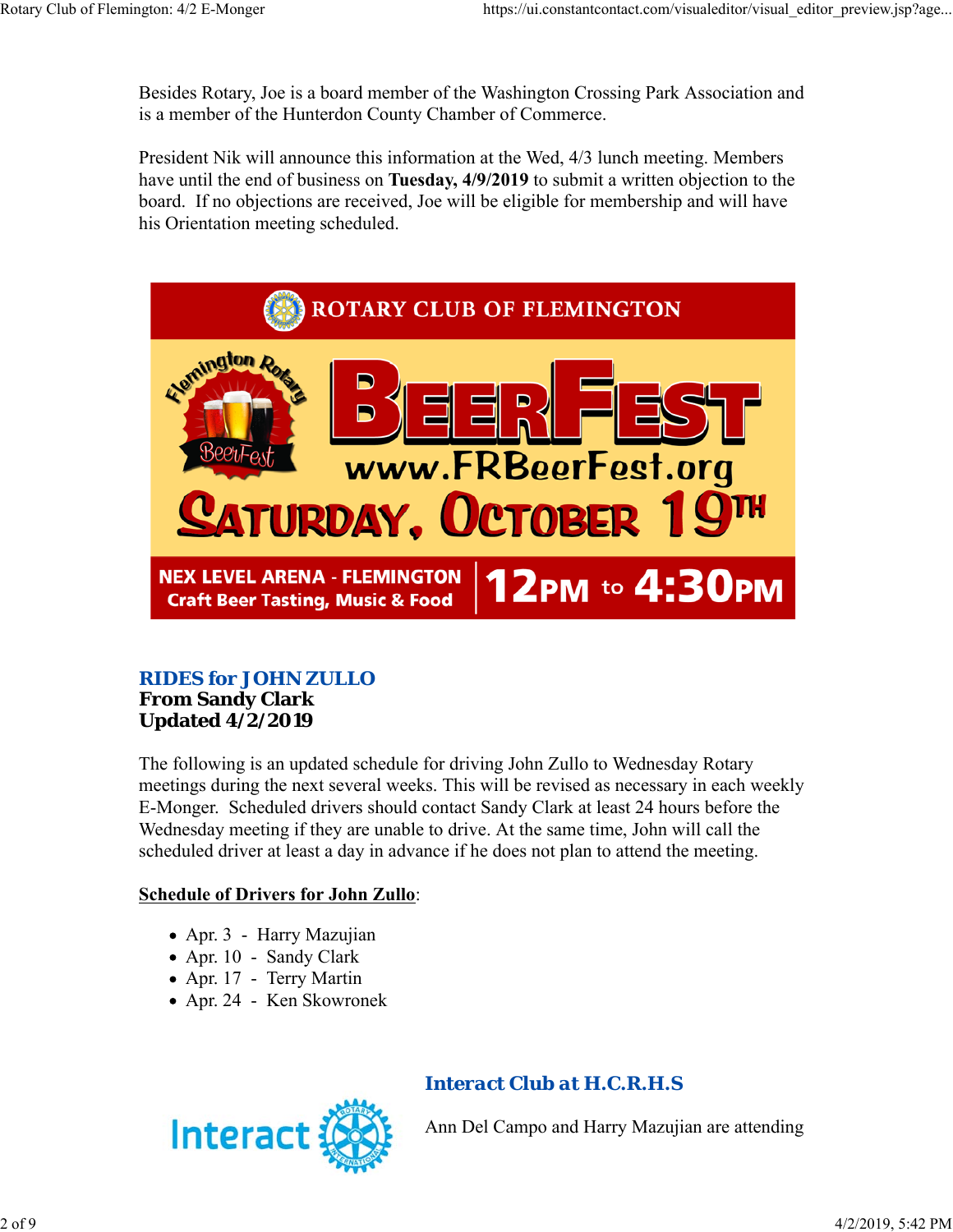Besides Rotary, Joe is a board member of the Washington Crossing Park Association and is a member of the Hunterdon County Chamber of Commerce.

President Nik will announce this information at the Wed, 4/3 lunch meeting. Members have until the end of business on **Tuesday, 4/9/2019** to submit a written objection to the board. If no objections are received, Joe will be eligible for membership and will have his Orientation meeting scheduled.

ROTARY CLUB OF FLEMINGTON

BEERFEST

www.FRBeerFest.org

SATURDAY, OCTOBER 19TH

NEX LEVEL ARENA - FLEMINGTON
Craft Beer Tasting, Music & Food

12PM to 4:30PM

### RIDES for JOHN ZULLO

**From Sandy Clark**
**Updated 4/2/2019**

The following is an updated schedule for driving John Zullo to Wednesday Rotary meetings during the next several weeks. This will be revised as necessary in each weekly E-Monger. Scheduled drivers should contact Sandy Clark at least 24 hours before the Wednesday meeting if they are unable to drive. At the same time, John will call the scheduled driver at least a day in advance if he does not plan to attend the meeting.

**Schedule of Drivers for John Zullo**:

- Apr. 3 - Harry Mazujian
- Apr. 10 - Sandy Clark
- Apr. 17 - Terry Martin
- Apr. 24 - Ken Skowronek

### Interact Club at H.C.R.H.S

Ann Del Campo and Harry Mazujian are attending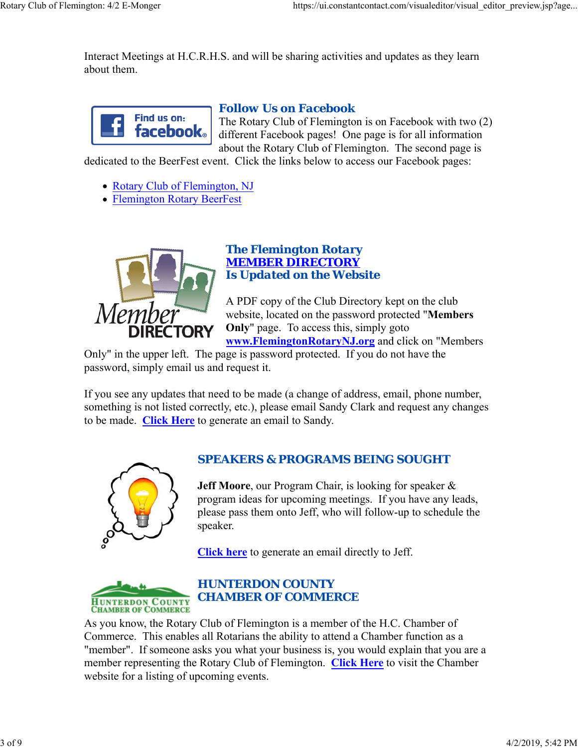Interact Meetings at H.C.R.H.S. and will be sharing activities and updates as they learn about them.

## Follow Us on Facebook

The Rotary Club of Flemington is on Facebook with two (2) different Facebook pages! One page is for all information about the Rotary Club of Flemington. The second page is dedicated to the BeerFest event. Click the links below to access our Facebook pages:

- Rotary Club of Flemington, NJ
- Flemington Rotary BeerFest

## The Flemington Rotary MEMBER DIRECTORY Is Updated on the Website

A PDF copy of the Club Directory kept on the club website, located on the password protected "**Members Only**" page. To access this, simply goto **www.FlemingtonRotaryNJ.org** and click on "Members Only" in the upper left. The page is password protected. If you do not have the password, simply email us and request it.

If you see any updates that need to be made (a change of address, email, phone number, something is not listed correctly, etc.), please email Sandy Clark and request any changes to be made. **Click Here** to generate an email to Sandy.

## SPEAKERS & PROGRAMS BEING SOUGHT

**Jeff Moore**, our Program Chair, is looking for speaker & program ideas for upcoming meetings. If you have any leads, please pass them onto Jeff, who will follow-up to schedule the speaker.

**Click here** to generate an email directly to Jeff.

## HUNTERDON COUNTY CHAMBER OF COMMERCE

As you know, the Rotary Club of Flemington is a member of the H.C. Chamber of Commerce. This enables all Rotarians the ability to attend a Chamber function as a "member". If someone asks you what your business is, you would explain that you are a member representing the Rotary Club of Flemington. **Click Here** to visit the Chamber website for a listing of upcoming events.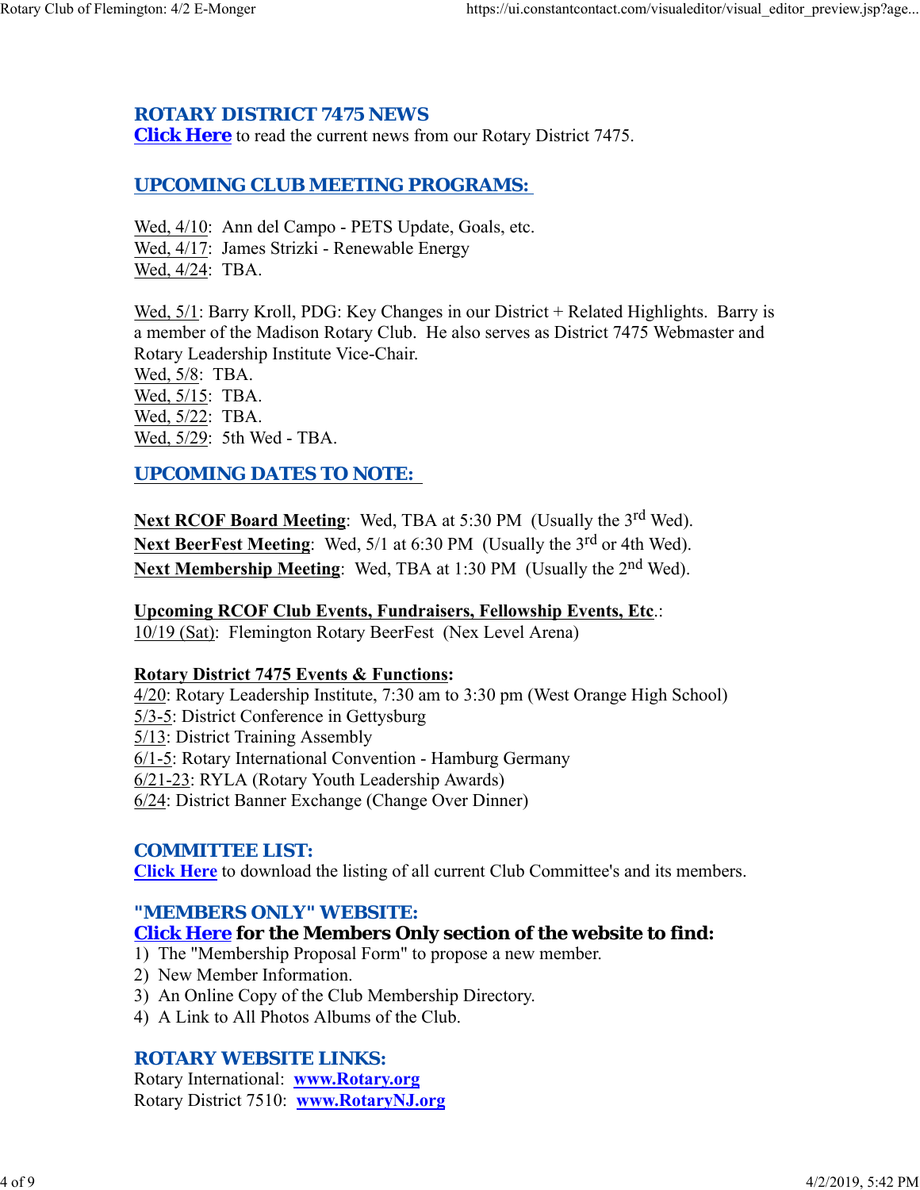## ROTARY DISTRICT 7475 NEWS

**Click Here** to read the current news from our Rotary District 7475.

## UPCOMING CLUB MEETING PROGRAMS:

Wed, 4/10: Ann del Campo - PETS Update, Goals, etc.
Wed, 4/17: James Strizki - Renewable Energy
Wed, 4/24: TBA.

Wed, 5/1: Barry Kroll, PDG: Key Changes in our District + Related Highlights. Barry is a member of the Madison Rotary Club. He also serves as District 7475 Webmaster and Rotary Leadership Institute Vice-Chair.
Wed, 5/8: TBA.
Wed, 5/15: TBA.
Wed, 5/22: TBA.
Wed, 5/29: 5th Wed - TBA.

## UPCOMING DATES TO NOTE:

**Next RCOF Board Meeting**: Wed, TBA at 5:30 PM (Usually the 3rd Wed).
**Next BeerFest Meeting**: Wed, 5/1 at 6:30 PM (Usually the 3rd or 4th Wed).
**Next Membership Meeting**: Wed, TBA at 1:30 PM (Usually the 2nd Wed).

**Upcoming RCOF Club Events, Fundraisers, Fellowship Events, Etc**.:
10/19 (Sat): Flemington Rotary BeerFest (Nex Level Arena)

**Rotary District 7475 Events & Functions:**
4/20: Rotary Leadership Institute, 7:30 am to 3:30 pm (West Orange High School)
5/3-5: District Conference in Gettysburg
5/13: District Training Assembly
6/1-5: Rotary International Convention - Hamburg Germany
6/21-23: RYLA (Rotary Youth Leadership Awards)
6/24: District Banner Exchange (Change Over Dinner)

## COMMITTEE LIST:

**Click Here** to download the listing of all current Club Committee's and its members.

## "MEMBERS ONLY" WEBSITE:

**Click Here for the Members Only section of the website to find:**

1) The "Membership Proposal Form" to propose a new member.
2) New Member Information.
3) An Online Copy of the Club Membership Directory.
4) A Link to All Photos Albums of the Club.

## ROTARY WEBSITE LINKS:

Rotary International: **www.Rotary.org**
Rotary District 7510: **www.RotaryNJ.org**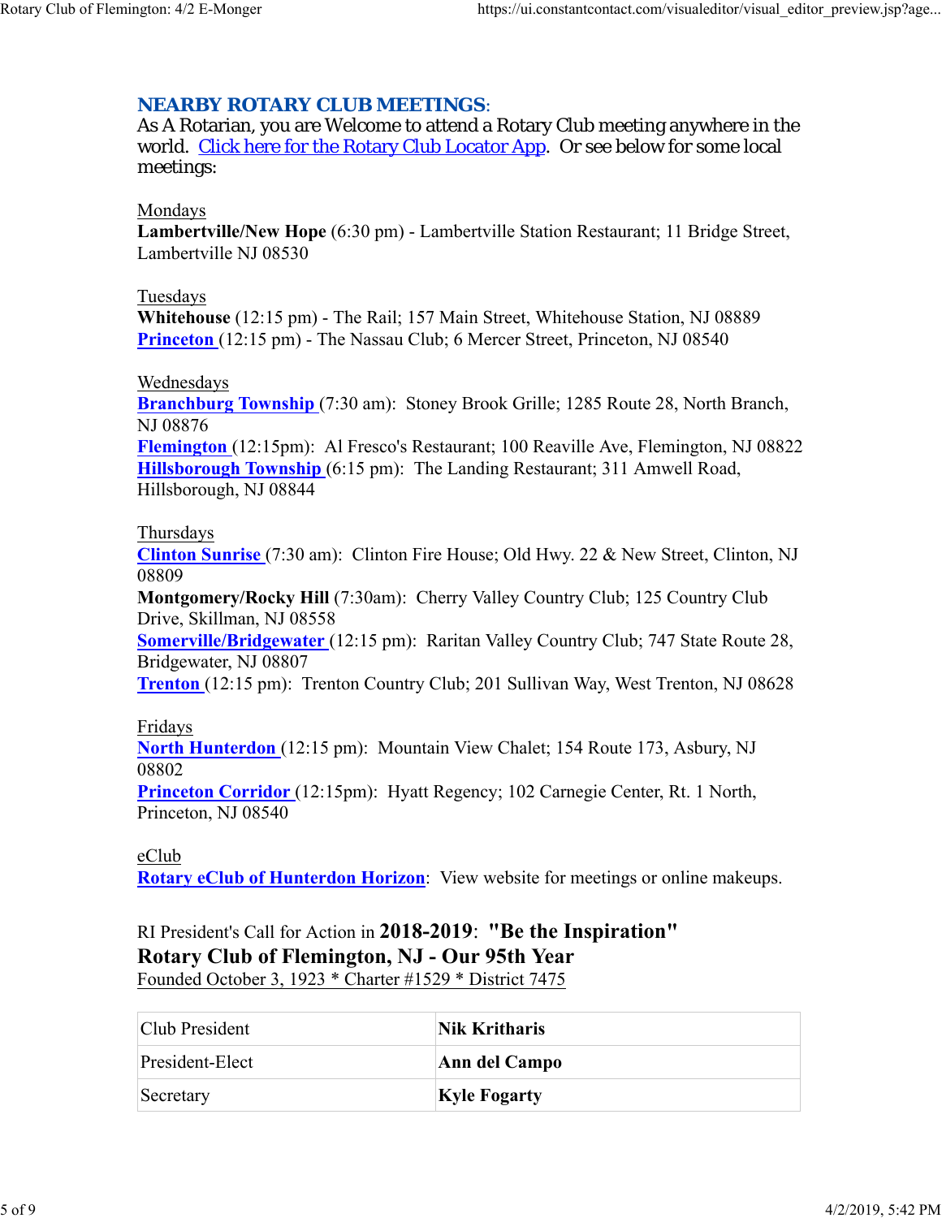## NEARBY ROTARY CLUB MEETINGS:

As A Rotarian, you are Welcome to attend a Rotary Club meeting anywhere in the world. Click here for the Rotary Club Locator App. Or see below for some local meetings:

Mondays
**Lambertville/New Hope** (6:30 pm) - Lambertville Station Restaurant; 11 Bridge Street, Lambertville NJ 08530

Tuesdays
**Whitehouse** (12:15 pm) - The Rail; 157 Main Street, Whitehouse Station, NJ 08889
**Princeton** (12:15 pm) - The Nassau Club; 6 Mercer Street, Princeton, NJ 08540

Wednesdays
**Branchburg Township** (7:30 am): Stoney Brook Grille; 1285 Route 28, North Branch, NJ 08876
**Flemington** (12:15pm): Al Fresco's Restaurant; 100 Reaville Ave, Flemington, NJ 08822
**Hillsborough Township** (6:15 pm): The Landing Restaurant; 311 Amwell Road, Hillsborough, NJ 08844

Thursdays
**Clinton Sunrise** (7:30 am): Clinton Fire House; Old Hwy. 22 & New Street, Clinton, NJ 08809
**Montgomery/Rocky Hill** (7:30am): Cherry Valley Country Club; 125 Country Club Drive, Skillman, NJ 08558
**Somerville/Bridgewater** (12:15 pm): Raritan Valley Country Club; 747 State Route 28, Bridgewater, NJ 08807
**Trenton** (12:15 pm): Trenton Country Club; 201 Sullivan Way, West Trenton, NJ 08628

Fridays
**North Hunterdon** (12:15 pm): Mountain View Chalet; 154 Route 173, Asbury, NJ 08802
**Princeton Corridor** (12:15pm): Hyatt Regency; 102 Carnegie Center, Rt. 1 North, Princeton, NJ 08540

eClub
**Rotary eClub of Hunterdon Horizon**: View website for meetings or online makeups.

RI President's Call for Action in **2018-2019**: **"Be the Inspiration"**
**Rotary Club of Flemington, NJ - Our 95th Year**
Founded October 3, 1923 * Charter #1529 * District 7475

| | |
|---|---|
| Club President | **Nik Kritharis** |
| President-Elect | **Ann del Campo** |
| Secretary | **Kyle Fogarty** |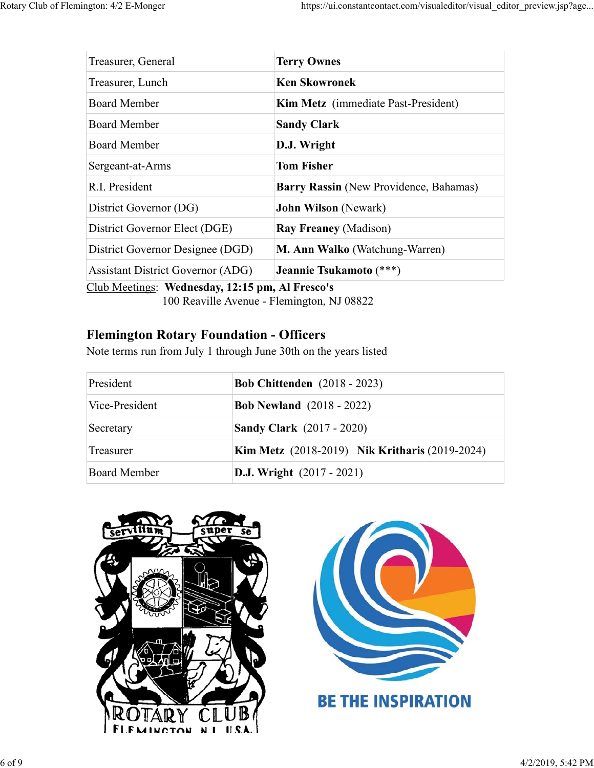| | |
|---|---|
| Treasurer, General | **Terry Ownes** |
| Treasurer, Lunch | **Ken Skowronek** |
| Board Member | **Kim Metz** (immediate Past-President) |
| Board Member | **Sandy Clark** |
| Board Member | **D.J. Wright** |
| Sergeant-at-Arms | **Tom Fisher** |
| R.I. President | **Barry Rassin** (New Providence, Bahamas) |
| District Governor (DG) | **John Wilson** (Newark) |
| District Governor Elect (DGE) | **Ray Freaney** (Madison) |
| District Governor Designee (DGD) | **M. Ann Walko** (Watchung-Warren) |
| Assistant District Governor (ADG) | **Jeannie Tsukamoto** (***) |

Club Meetings: **Wednesday, 12:15 pm, Al Fresco's**
100 Reaville Avenue - Flemington, NJ 08822

## Flemington Rotary Foundation - Officers

Note terms run from July 1 through June 30th on the years listed

| | |
|---|---|
| President | **Bob Chittenden** (2018 - 2023) |
| Vice-President | **Bob Newland** (2018 - 2022) |
| Secretary | **Sandy Clark** (2017 - 2020) |
| Treasurer | **Kim Metz** (2018-2019) **Nik Kritharis** (2019-2024) |
| Board Member | **D.J. Wright** (2017 - 2021) |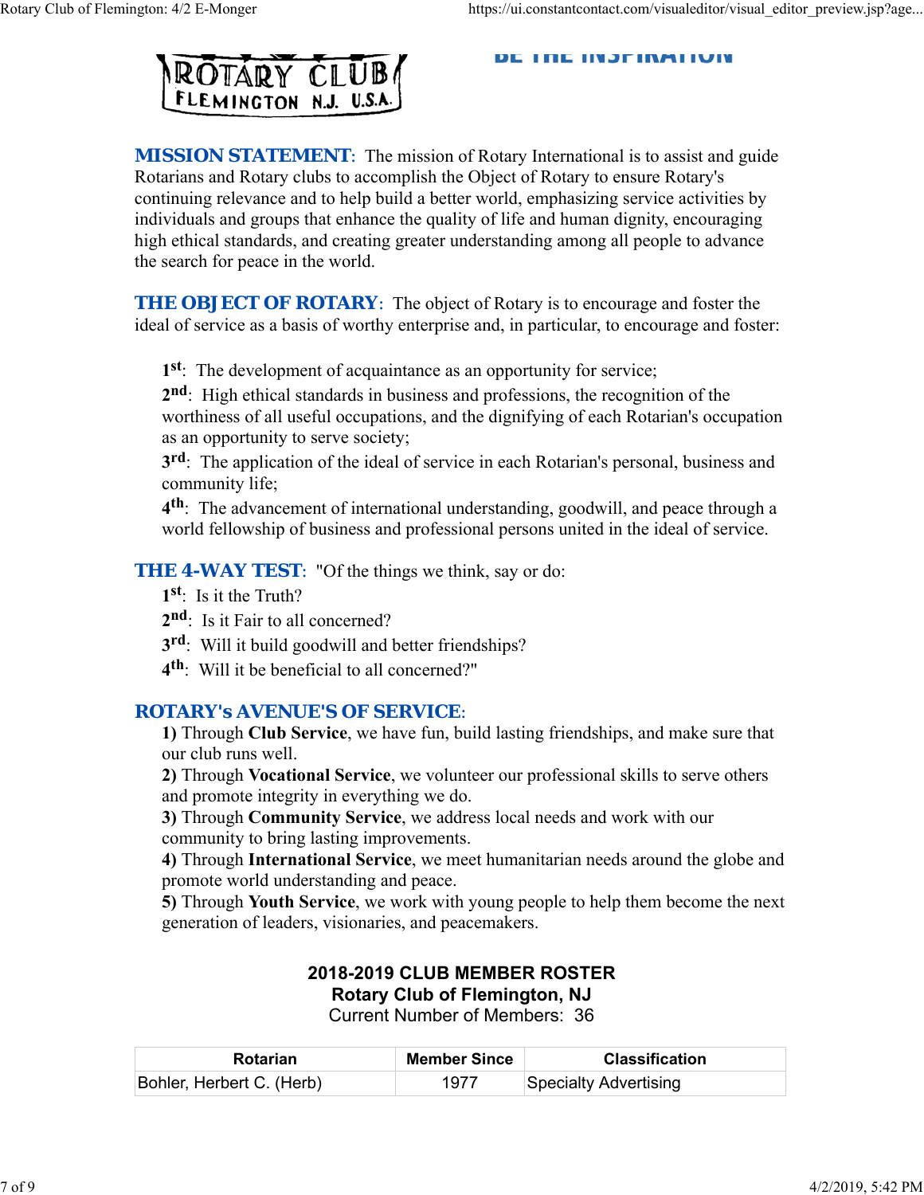ROTARY CLUB
FLEMINGTON N.J. U.S.A.

BE THE INSPIRATION

**MISSION STATEMENT**: The mission of Rotary International is to assist and guide Rotarians and Rotary clubs to accomplish the Object of Rotary to ensure Rotary's continuing relevance and to help build a better world, emphasizing service activities by individuals and groups that enhance the quality of life and human dignity, encouraging high ethical standards, and creating greater understanding among all people to advance the search for peace in the world.

**THE OBJECT OF ROTARY**: The object of Rotary is to encourage and foster the ideal of service as a basis of worthy enterprise and, in particular, to encourage and foster:

**1st**: The development of acquaintance as an opportunity for service;
**2nd**: High ethical standards in business and professions, the recognition of the worthiness of all useful occupations, and the dignifying of each Rotarian's occupation as an opportunity to serve society;
**3rd**: The application of the ideal of service in each Rotarian's personal, business and community life;
**4th**: The advancement of international understanding, goodwill, and peace through a world fellowship of business and professional persons united in the ideal of service.

**THE 4-WAY TEST**: "Of the things we think, say or do:
**1st**: Is it the Truth?
**2nd**: Is it Fair to all concerned?
**3rd**: Will it build goodwill and better friendships?
**4th**: Will it be beneficial to all concerned?"

**ROTARY's AVENUE'S OF SERVICE**:
**1)** Through **Club Service**, we have fun, build lasting friendships, and make sure that our club runs well.
**2)** Through **Vocational Service**, we volunteer our professional skills to serve others and promote integrity in everything we do.
**3)** Through **Community Service**, we address local needs and work with our community to bring lasting improvements.
**4)** Through **International Service**, we meet humanitarian needs around the globe and promote world understanding and peace.
**5)** Through **Youth Service**, we work with young people to help them become the next generation of leaders, visionaries, and peacemakers.

**2018-2019 CLUB MEMBER ROSTER**
**Rotary Club of Flemington, NJ**
Current Number of Members: 36

| Rotarian | Member Since | Classification |
|---|---|---|
| Bohler, Herbert C. (Herb) | 1977 | Specialty Advertising |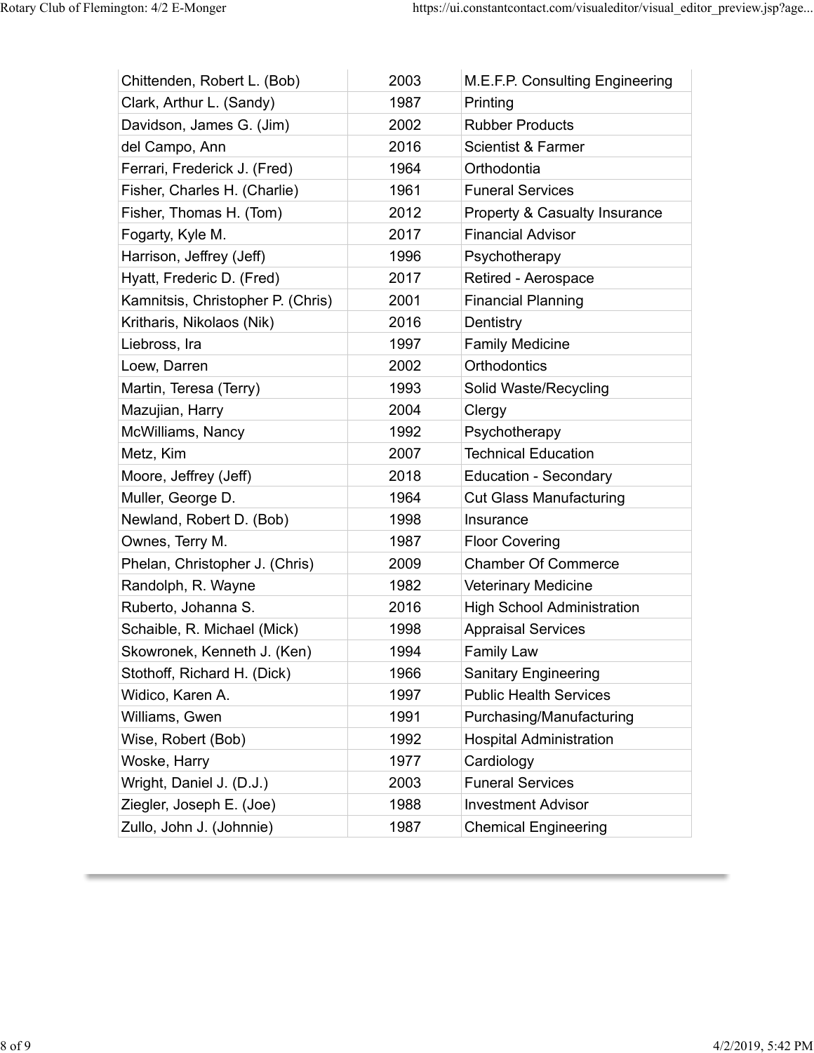| | | |
|---|---|---|
| Chittenden, Robert L. (Bob) | 2003 | M.E.F.P. Consulting Engineering |
| Clark, Arthur L. (Sandy) | 1987 | Printing |
| Davidson, James G. (Jim) | 2002 | Rubber Products |
| del Campo, Ann | 2016 | Scientist & Farmer |
| Ferrari, Frederick J. (Fred) | 1964 | Orthodontia |
| Fisher, Charles H. (Charlie) | 1961 | Funeral Services |
| Fisher, Thomas H. (Tom) | 2012 | Property & Casualty Insurance |
| Fogarty, Kyle M. | 2017 | Financial Advisor |
| Harrison, Jeffrey (Jeff) | 1996 | Psychotherapy |
| Hyatt, Frederic D. (Fred) | 2017 | Retired - Aerospace |
| Kamnitsis, Christopher P. (Chris) | 2001 | Financial Planning |
| Kritharis, Nikolaos (Nik) | 2016 | Dentistry |
| Liebross, Ira | 1997 | Family Medicine |
| Loew, Darren | 2002 | Orthodontics |
| Martin, Teresa (Terry) | 1993 | Solid Waste/Recycling |
| Mazujian, Harry | 2004 | Clergy |
| McWilliams, Nancy | 1992 | Psychotherapy |
| Metz, Kim | 2007 | Technical Education |
| Moore, Jeffrey (Jeff) | 2018 | Education - Secondary |
| Muller, George D. | 1964 | Cut Glass Manufacturing |
| Newland, Robert D. (Bob) | 1998 | Insurance |
| Ownes, Terry M. | 1987 | Floor Covering |
| Phelan, Christopher J. (Chris) | 2009 | Chamber Of Commerce |
| Randolph, R. Wayne | 1982 | Veterinary Medicine |
| Ruberto, Johanna S. | 2016 | High School Administration |
| Schaible, R. Michael (Mick) | 1998 | Appraisal Services |
| Skowronek, Kenneth J. (Ken) | 1994 | Family Law |
| Stothoff, Richard H. (Dick) | 1966 | Sanitary Engineering |
| Widico, Karen A. | 1997 | Public Health Services |
| Williams, Gwen | 1991 | Purchasing/Manufacturing |
| Wise, Robert (Bob) | 1992 | Hospital Administration |
| Woske, Harry | 1977 | Cardiology |
| Wright, Daniel J. (D.J.) | 2003 | Funeral Services |
| Ziegler, Joseph E. (Joe) | 1988 | Investment Advisor |
| Zullo, John J. (Johnnie) | 1987 | Chemical Engineering |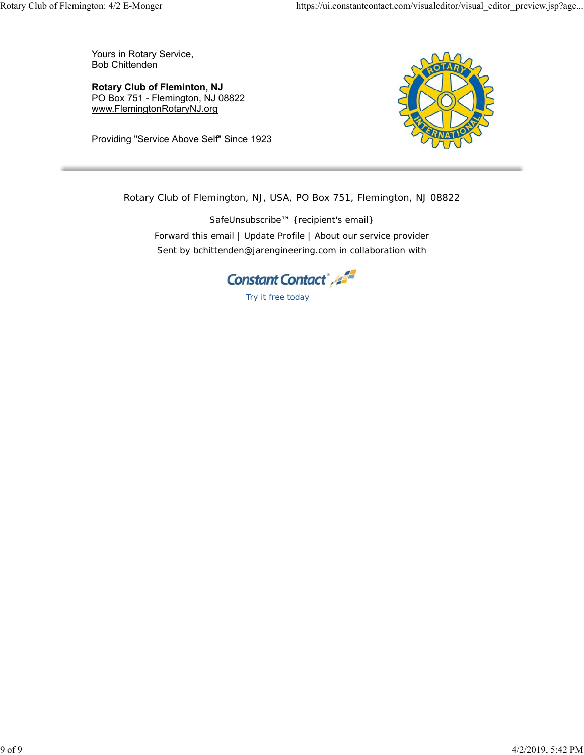Yours in Rotary Service,
Bob Chittenden

**Rotary Club of Fleminton, NJ**
PO Box 751 - Flemington, NJ 08822
www.FlemingtonRotaryNJ.org

Providing "Service Above Self" Since 1923

---

Rotary Club of Flemington, NJ, USA, PO Box 751, Flemington, NJ 08822

SafeUnsubscribe™ {recipient's email}

Forward this email | Update Profile | About our service provider

Sent by bchittenden@jarengineering.com in collaboration with

Constant Contact

Try it free today